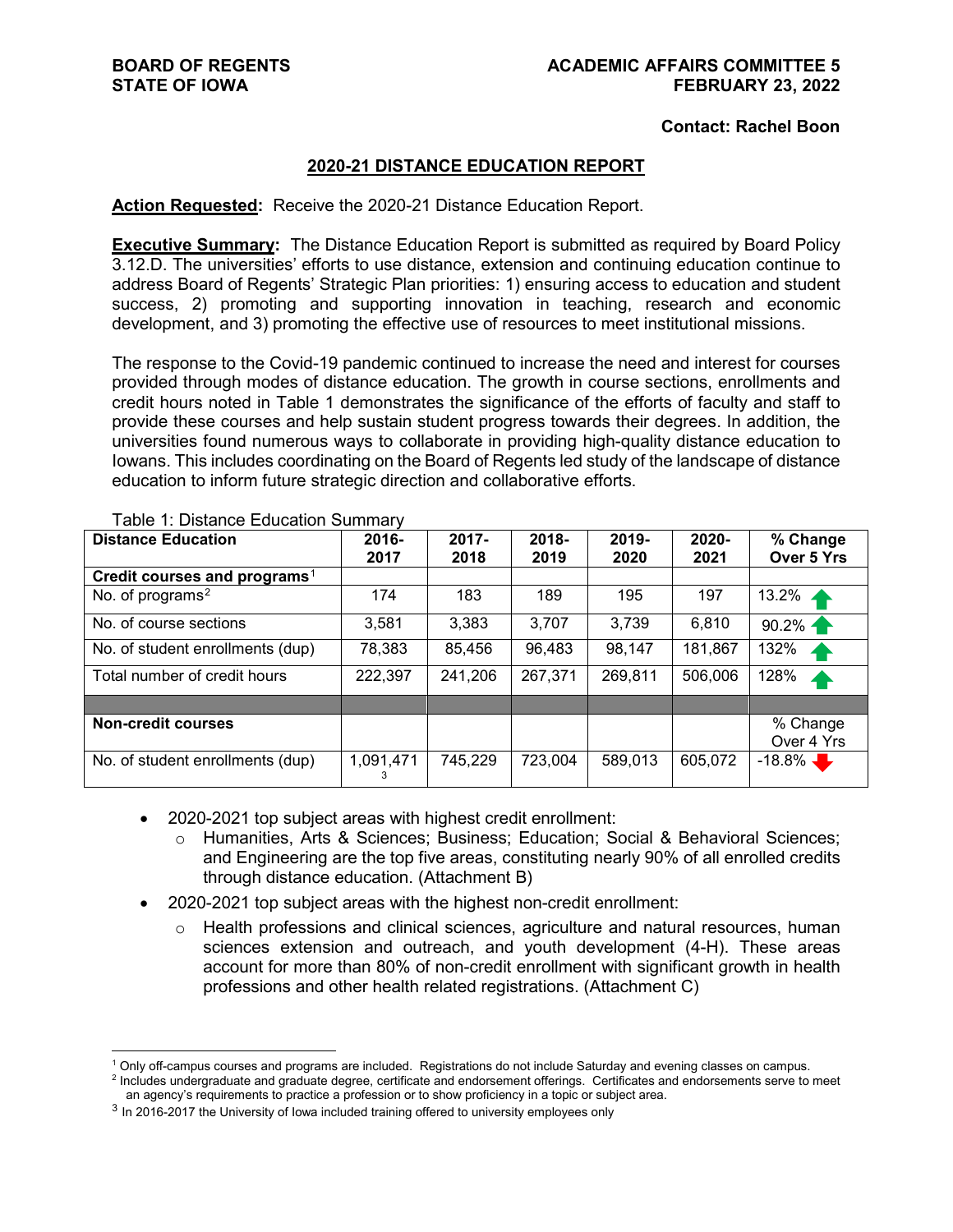**BOARD OF REGENTS**
**STATE OF IOWA**

**ACADEMIC AFFAIRS COMMITTEE 5**
**FEBRUARY 23, 2022**

**Contact: Rachel Boon**

## 2020-21 DISTANCE EDUCATION REPORT

**Action Requested:** Receive the 2020-21 Distance Education Report.

**Executive Summary:** The Distance Education Report is submitted as required by Board Policy 3.12.D. The universities' efforts to use distance, extension and continuing education continue to address Board of Regents' Strategic Plan priorities: 1) ensuring access to education and student success, 2) promoting and supporting innovation in teaching, research and economic development, and 3) promoting the effective use of resources to meet institutional missions.

The response to the Covid-19 pandemic continued to increase the need and interest for courses provided through modes of distance education. The growth in course sections, enrollments and credit hours noted in Table 1 demonstrates the significance of the efforts of faculty and staff to provide these courses and help sustain student progress towards their degrees. In addition, the universities found numerous ways to collaborate in providing high-quality distance education to Iowans. This includes coordinating on the Board of Regents led study of the landscape of distance education to inform future strategic direction and collaborative efforts.

Table 1: Distance Education Summary

| Distance Education | 2016-2017 | 2017-2018 | 2018-2019 | 2019-2020 | 2020-2021 | % Change Over 5 Yrs |
|---|---|---|---|---|---|---|
| **Credit courses and programs**[1] | | | | | | |
| No. of programs[2] | 174 | 183 | 189 | 195 | 197 | 13.2% ↑ |
| No. of course sections | 3,581 | 3,383 | 3,707 | 3,739 | 6,810 | 90.2% ↑ |
| No. of student enrollments (dup) | 78,383 | 85,456 | 96,483 | 98,147 | 181,867 | 132% ↑ |
| Total number of credit hours | 222,397 | 241,206 | 267,371 | 269,811 | 506,006 | 128% ↑ |
| | | | | | | |
| **Non-credit courses** | | | | | | % Change Over 4 Yrs |
| No. of student enrollments (dup) | 1,091,471[3] | 745,229 | 723,004 | 589,013 | 605,072 | -18.8% ↓ |

- 2020-2021 top subject areas with highest credit enrollment:
  - Humanities, Arts & Sciences; Business; Education; Social & Behavioral Sciences; and Engineering are the top five areas, constituting nearly 90% of all enrolled credits through distance education. (Attachment B)
- 2020-2021 top subject areas with the highest non-credit enrollment:
  - Health professions and clinical sciences, agriculture and natural resources, human sciences extension and outreach, and youth development (4-H). These areas account for more than 80% of non-credit enrollment with significant growth in health professions and other health related registrations. (Attachment C)

---

[1] Only off-campus courses and programs are included. Registrations do not include Saturday and evening classes on campus.

[2] Includes undergraduate and graduate degree, certificate and endorsement offerings. Certificates and endorsements serve to meet an agency's requirements to practice a profession or to show proficiency in a topic or subject area.

[3] In 2016-2017 the University of Iowa included training offered to university employees only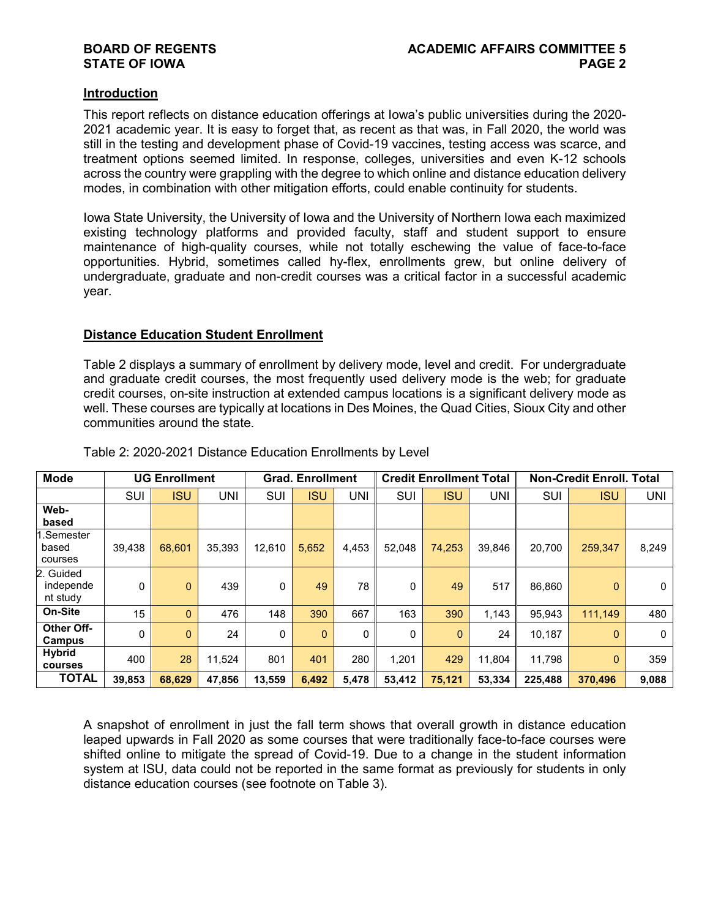## Introduction

This report reflects on distance education offerings at Iowa's public universities during the 2020-2021 academic year. It is easy to forget that, as recent as that was, in Fall 2020, the world was still in the testing and development phase of Covid-19 vaccines, testing access was scarce, and treatment options seemed limited. In response, colleges, universities and even K-12 schools across the country were grappling with the degree to which online and distance education delivery modes, in combination with other mitigation efforts, could enable continuity for students.

Iowa State University, the University of Iowa and the University of Northern Iowa each maximized existing technology platforms and provided faculty, staff and student support to ensure maintenance of high-quality courses, while not totally eschewing the value of face-to-face opportunities. Hybrid, sometimes called hy-flex, enrollments grew, but online delivery of undergraduate, graduate and non-credit courses was a critical factor in a successful academic year.

## Distance Education Student Enrollment

Table 2 displays a summary of enrollment by delivery mode, level and credit. For undergraduate and graduate credit courses, the most frequently used delivery mode is the web; for graduate credit courses, on-site instruction at extended campus locations is a significant delivery mode as well. These courses are typically at locations in Des Moines, the Quad Cities, Sioux City and other communities around the state.

Table 2: 2020-2021 Distance Education Enrollments by Level

| Mode | UG Enrollment | | | Grad. Enrollment | | | Credit Enrollment Total | | | Non-Credit Enroll. Total | | |
|---|---|---|---|---|---|---|---|---|---|---|---|---|
| | SUI | ISU | UNI | SUI | ISU | UNI | SUI | ISU | UNI | SUI | ISU | UNI |
| **Web-based** | | | | | | | | | | | | |
| 1.Semester based courses | 39,438 | 68,601 | 35,393 | 12,610 | 5,652 | 4,453 | 52,048 | 74,253 | 39,846 | 20,700 | 259,347 | 8,249 |
| 2. Guided independent study | 0 | 0 | 439 | 0 | 49 | 78 | 0 | 49 | 517 | 86,860 | 0 | 0 |
| **On-Site** | 15 | 0 | 476 | 148 | 390 | 667 | 163 | 390 | 1,143 | 95,943 | 111,149 | 480 |
| **Other Off-Campus** | 0 | 0 | 24 | 0 | 0 | 0 | 0 | 0 | 24 | 10,187 | 0 | 0 |
| **Hybrid courses** | 400 | 28 | 11,524 | 801 | 401 | 280 | 1,201 | 429 | 11,804 | 11,798 | 0 | 359 |
| **TOTAL** | **39,853** | **68,629** | **47,856** | **13,559** | **6,492** | **5,478** | **53,412** | **75,121** | **53,334** | **225,488** | **370,496** | **9,088** |

A snapshot of enrollment in just the fall term shows that overall growth in distance education leaped upwards in Fall 2020 as some courses that were traditionally face-to-face courses were shifted online to mitigate the spread of Covid-19. Due to a change in the student information system at ISU, data could not be reported in the same format as previously for students in only distance education courses (see footnote on Table 3).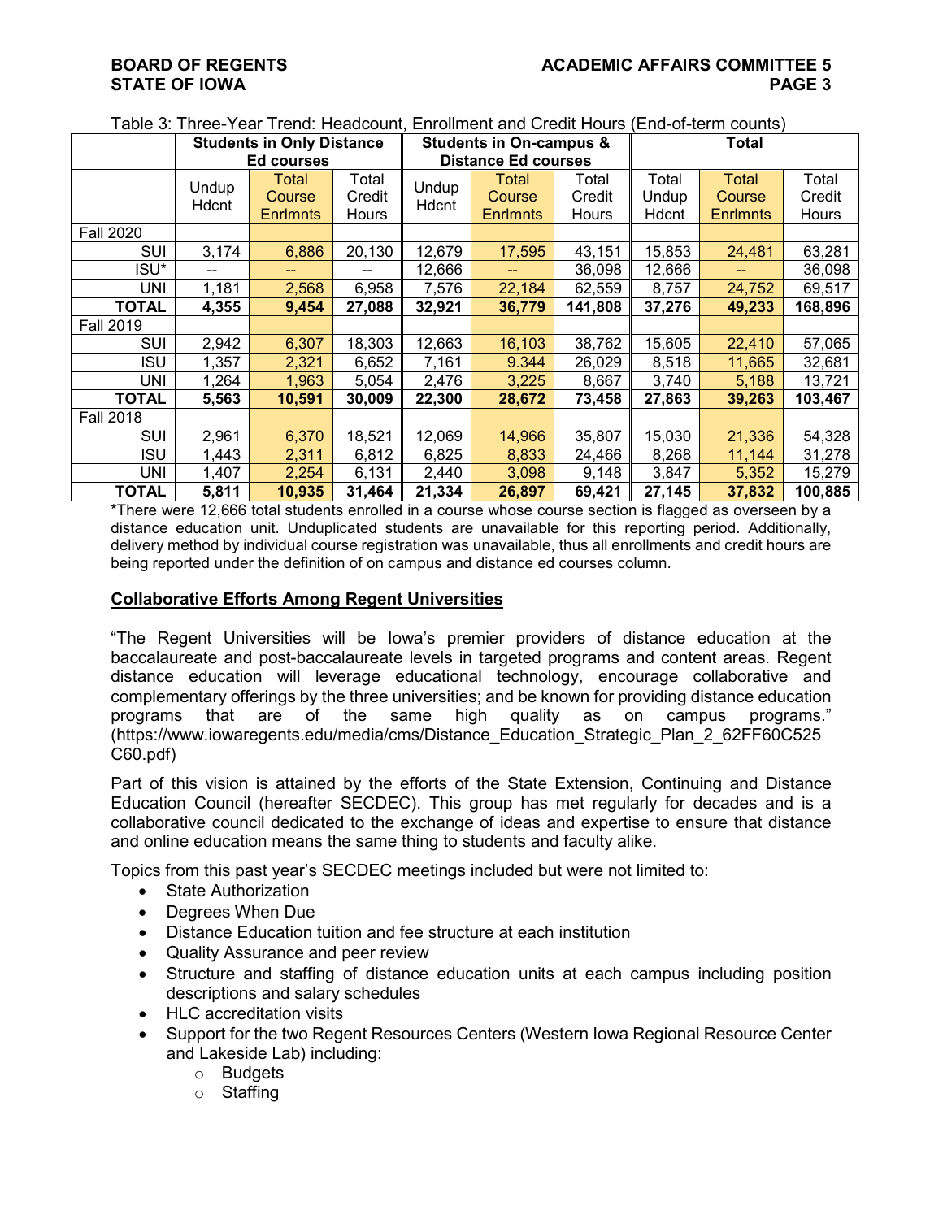Table 3: Three-Year Trend: Headcount, Enrollment and Credit Hours (End-of-term counts)

| | Students in Only Distance Ed courses | | | Students in On-campus & Distance Ed courses | | | Total | | |
|---|---|---|---|---|---|---|---|---|---|
| | Undup Hdcnt | Total Course Enrlmnts | Total Credit Hours | Undup Hdcnt | Total Course Enrlmnts | Total Credit Hours | Total Undup Hdcnt | Total Course Enrlmnts | Total Credit Hours |
| Fall 2020 | | | | | | | | | |
| SUI | 3,174 | 6,886 | 20,130 | 12,679 | 17,595 | 43,151 | 15,853 | 24,481 | 63,281 |
| ISU* | -- | -- | -- | 12,666 | -- | 36,098 | 12,666 | -- | 36,098 |
| UNI | 1,181 | 2,568 | 6,958 | 7,576 | 22,184 | 62,559 | 8,757 | 24,752 | 69,517 |
| **TOTAL** | **4,355** | **9,454** | **27,088** | **32,921** | **36,779** | **141,808** | **37,276** | **49,233** | **168,896** |
| Fall 2019 | | | | | | | | | |
| SUI | 2,942 | 6,307 | 18,303 | 12,663 | 16,103 | 38,762 | 15,605 | 22,410 | 57,065 |
| ISU | 1,357 | 2,321 | 6,652 | 7,161 | 9.344 | 26,029 | 8,518 | 11,665 | 32,681 |
| UNI | 1,264 | 1,963 | 5,054 | 2,476 | 3,225 | 8,667 | 3,740 | 5,188 | 13,721 |
| **TOTAL** | **5,563** | **10,591** | **30,009** | **22,300** | **28,672** | **73,458** | **27,863** | **39,263** | **103,467** |
| Fall 2018 | | | | | | | | | |
| SUI | 2,961 | 6,370 | 18,521 | 12,069 | 14,966 | 35,807 | 15,030 | 21,336 | 54,328 |
| ISU | 1,443 | 2,311 | 6,812 | 6,825 | 8,833 | 24,466 | 8,268 | 11,144 | 31,278 |
| UNI | 1,407 | 2,254 | 6,131 | 2,440 | 3,098 | 9,148 | 3,847 | 5,352 | 15,279 |
| **TOTAL** | **5,811** | **10,935** | **31,464** | **21,334** | **26,897** | **69,421** | **27,145** | **37,832** | **100,885** |

*There were 12,666 total students enrolled in a course whose course section is flagged as overseen by a distance education unit. Unduplicated students are unavailable for this reporting period. Additionally, delivery method by individual course registration was unavailable, thus all enrollments and credit hours are being reported under the definition of on campus and distance ed courses column.

## Collaborative Efforts Among Regent Universities

"The Regent Universities will be Iowa's premier providers of distance education at the baccalaureate and post-baccalaureate levels in targeted programs and content areas. Regent distance education will leverage educational technology, encourage collaborative and complementary offerings by the three universities; and be known for providing distance education programs that are of the same high quality as on campus programs." (https://www.iowaregents.edu/media/cms/Distance_Education_Strategic_Plan_2_62FF60C525C60.pdf)

Part of this vision is attained by the efforts of the State Extension, Continuing and Distance Education Council (hereafter SECDEC). This group has met regularly for decades and is a collaborative council dedicated to the exchange of ideas and expertise to ensure that distance and online education means the same thing to students and faculty alike.

Topics from this past year's SECDEC meetings included but were not limited to:

- State Authorization
- Degrees When Due
- Distance Education tuition and fee structure at each institution
- Quality Assurance and peer review
- Structure and staffing of distance education units at each campus including position descriptions and salary schedules
- HLC accreditation visits
- Support for the two Regent Resources Centers (Western Iowa Regional Resource Center and Lakeside Lab) including:
  - Budgets
  - Staffing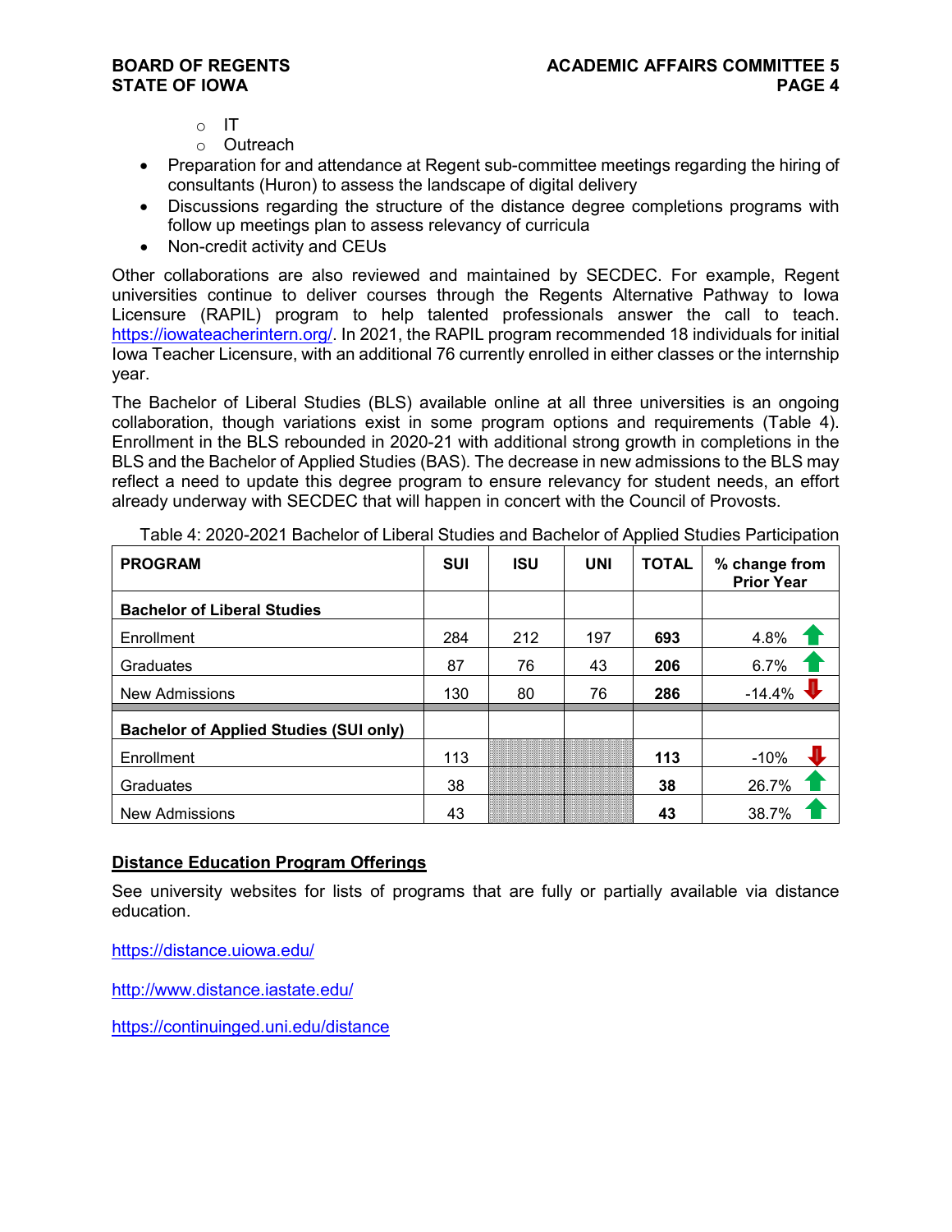- IT
  - Outreach
- Preparation for and attendance at Regent sub-committee meetings regarding the hiring of consultants (Huron) to assess the landscape of digital delivery
- Discussions regarding the structure of the distance degree completions programs with follow up meetings plan to assess relevancy of curricula
- Non-credit activity and CEUs

Other collaborations are also reviewed and maintained by SECDEC. For example, Regent universities continue to deliver courses through the Regents Alternative Pathway to Iowa Licensure (RAPIL) program to help talented professionals answer the call to teach. https://iowateacherintern.org/. In 2021, the RAPIL program recommended 18 individuals for initial Iowa Teacher Licensure, with an additional 76 currently enrolled in either classes or the internship year.

The Bachelor of Liberal Studies (BLS) available online at all three universities is an ongoing collaboration, though variations exist in some program options and requirements (Table 4). Enrollment in the BLS rebounded in 2020-21 with additional strong growth in completions in the BLS and the Bachelor of Applied Studies (BAS). The decrease in new admissions to the BLS may reflect a need to update this degree program to ensure relevancy for student needs, an effort already underway with SECDEC that will happen in concert with the Council of Provosts.

Table 4: 2020-2021 Bachelor of Liberal Studies and Bachelor of Applied Studies Participation

| PROGRAM | SUI | ISU | UNI | TOTAL | % change from Prior Year |
|---|---|---|---|---|---|
| **Bachelor of Liberal Studies** | | | | | |
| Enrollment | 284 | 212 | 197 | **693** | 4.8% ↑ |
| Graduates | 87 | 76 | 43 | **206** | 6.7% ↑ |
| New Admissions | 130 | 80 | 76 | **286** | -14.4% ↓ |
| **Bachelor of Applied Studies (SUI only)** | | | | | |
| Enrollment | 113 | | | **113** | -10% ↓ |
| Graduates | 38 | | | **38** | 26.7% ↑ |
| New Admissions | 43 | | | **43** | 38.7% ↑ |

## Distance Education Program Offerings

See university websites for lists of programs that are fully or partially available via distance education.

https://distance.uiowa.edu/

http://www.distance.iastate.edu/

https://continuinged.uni.edu/distance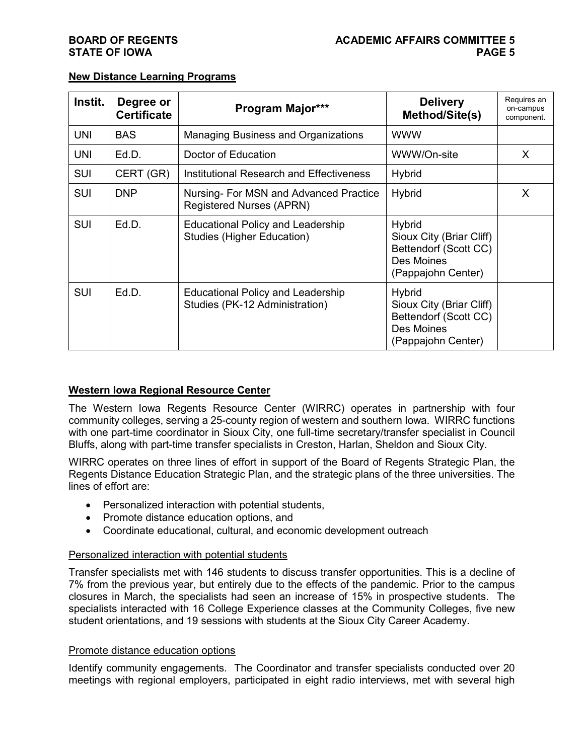## New Distance Learning Programs

| Instit. | Degree or Certificate | Program Major*** | Delivery Method/Site(s) | Requires an on-campus component. |
|---|---|---|---|---|
| UNI | BAS | Managing Business and Organizations | WWW | |
| UNI | Ed.D. | Doctor of Education | WWW/On-site | X |
| SUI | CERT (GR) | Institutional Research and Effectiveness | Hybrid | |
| SUI | DNP | Nursing- For MSN and Advanced Practice Registered Nurses (APRN) | Hybrid | X |
| SUI | Ed.D. | Educational Policy and Leadership Studies (Higher Education) | Hybrid<br>Sioux City (Briar Cliff)<br>Bettendorf (Scott CC)<br>Des Moines (Pappajohn Center) | |
| SUI | Ed.D. | Educational Policy and Leadership Studies (PK-12 Administration) | Hybrid<br>Sioux City (Briar Cliff)<br>Bettendorf (Scott CC)<br>Des Moines (Pappajohn Center) | |

## Western Iowa Regional Resource Center

The Western Iowa Regents Resource Center (WIRRC) operates in partnership with four community colleges, serving a 25-county region of western and southern Iowa. WIRRC functions with one part-time coordinator in Sioux City, one full-time secretary/transfer specialist in Council Bluffs, along with part-time transfer specialists in Creston, Harlan, Sheldon and Sioux City.

WIRRC operates on three lines of effort in support of the Board of Regents Strategic Plan, the Regents Distance Education Strategic Plan, and the strategic plans of the three universities. The lines of effort are:

- Personalized interaction with potential students,
- Promote distance education options, and
- Coordinate educational, cultural, and economic development outreach

### Personalized interaction with potential students

Transfer specialists met with 146 students to discuss transfer opportunities. This is a decline of 7% from the previous year, but entirely due to the effects of the pandemic. Prior to the campus closures in March, the specialists had seen an increase of 15% in prospective students. The specialists interacted with 16 College Experience classes at the Community Colleges, five new student orientations, and 19 sessions with students at the Sioux City Career Academy.

### Promote distance education options

Identify community engagements. The Coordinator and transfer specialists conducted over 20 meetings with regional employers, participated in eight radio interviews, met with several high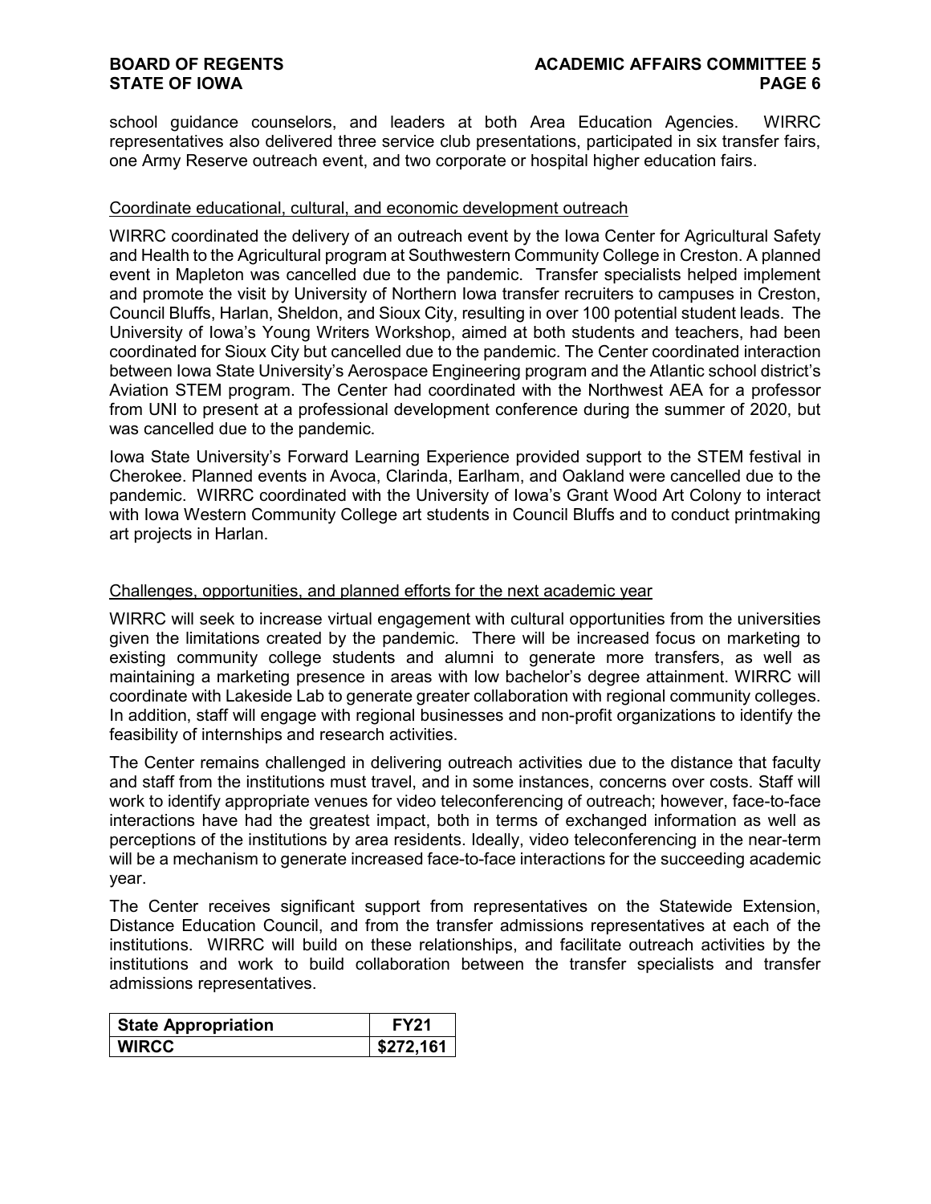school guidance counselors, and leaders at both Area Education Agencies. WIRRC representatives also delivered three service club presentations, participated in six transfer fairs, one Army Reserve outreach event, and two corporate or hospital higher education fairs.

Coordinate educational, cultural, and economic development outreach

WIRRC coordinated the delivery of an outreach event by the Iowa Center for Agricultural Safety and Health to the Agricultural program at Southwestern Community College in Creston. A planned event in Mapleton was cancelled due to the pandemic. Transfer specialists helped implement and promote the visit by University of Northern Iowa transfer recruiters to campuses in Creston, Council Bluffs, Harlan, Sheldon, and Sioux City, resulting in over 100 potential student leads. The University of Iowa's Young Writers Workshop, aimed at both students and teachers, had been coordinated for Sioux City but cancelled due to the pandemic. The Center coordinated interaction between Iowa State University's Aerospace Engineering program and the Atlantic school district's Aviation STEM program. The Center had coordinated with the Northwest AEA for a professor from UNI to present at a professional development conference during the summer of 2020, but was cancelled due to the pandemic.

Iowa State University's Forward Learning Experience provided support to the STEM festival in Cherokee. Planned events in Avoca, Clarinda, Earlham, and Oakland were cancelled due to the pandemic. WIRRC coordinated with the University of Iowa's Grant Wood Art Colony to interact with Iowa Western Community College art students in Council Bluffs and to conduct printmaking art projects in Harlan.

Challenges, opportunities, and planned efforts for the next academic year

WIRRC will seek to increase virtual engagement with cultural opportunities from the universities given the limitations created by the pandemic. There will be increased focus on marketing to existing community college students and alumni to generate more transfers, as well as maintaining a marketing presence in areas with low bachelor's degree attainment. WIRRC will coordinate with Lakeside Lab to generate greater collaboration with regional community colleges. In addition, staff will engage with regional businesses and non-profit organizations to identify the feasibility of internships and research activities.

The Center remains challenged in delivering outreach activities due to the distance that faculty and staff from the institutions must travel, and in some instances, concerns over costs. Staff will work to identify appropriate venues for video teleconferencing of outreach; however, face-to-face interactions have had the greatest impact, both in terms of exchanged information as well as perceptions of the institutions by area residents. Ideally, video teleconferencing in the near-term will be a mechanism to generate increased face-to-face interactions for the succeeding academic year.

The Center receives significant support from representatives on the Statewide Extension, Distance Education Council, and from the transfer admissions representatives at each of the institutions. WIRRC will build on these relationships, and facilitate outreach activities by the institutions and work to build collaboration between the transfer specialists and transfer admissions representatives.

| State Appropriation | FY21 |
|---|---|
| WIRCC | $272,161 |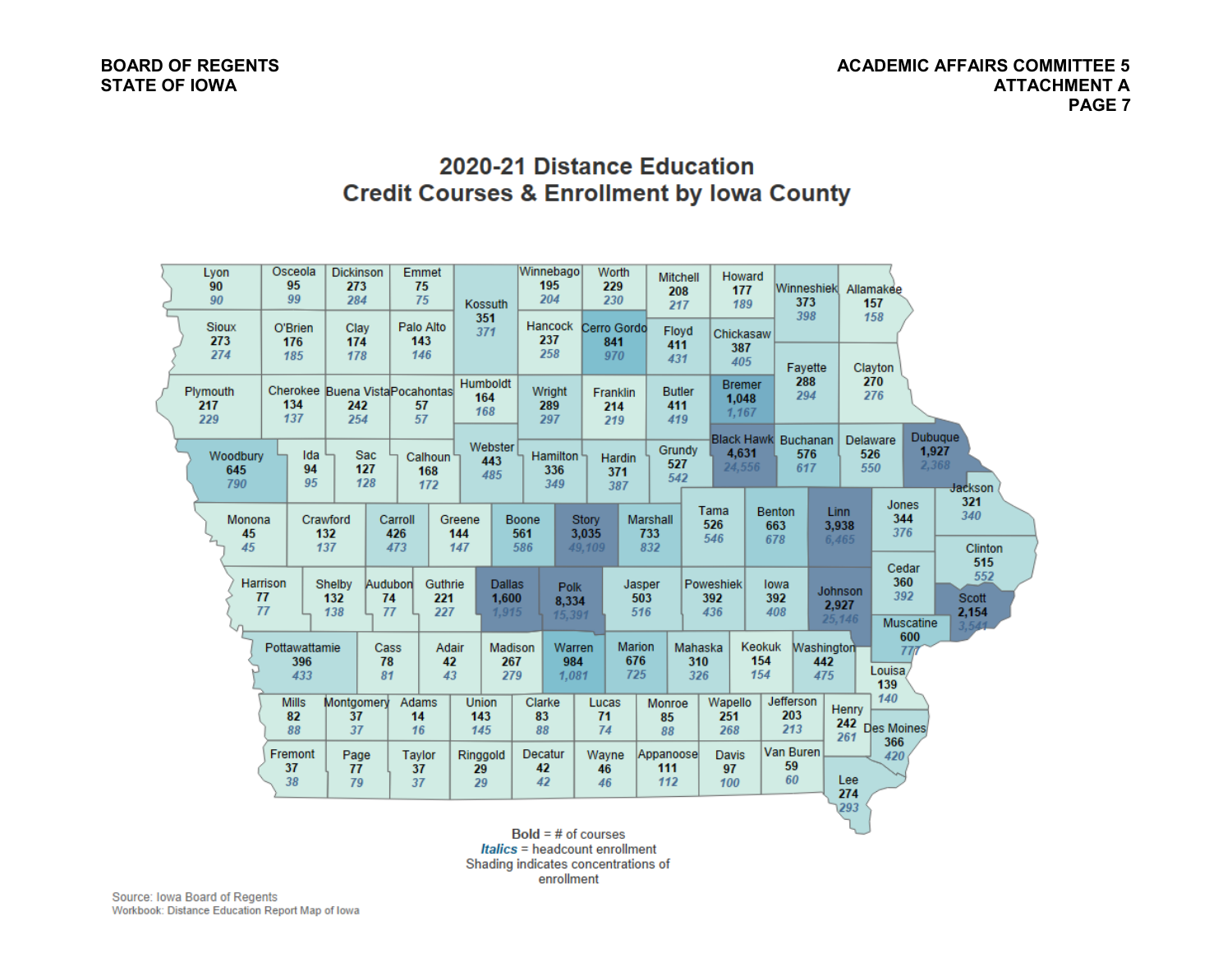# 2020-21 Distance Education
## Credit Courses & Enrollment by Iowa County

| County | # of courses | Headcount enrollment |
|---|---|---|
| Lyon | 90 | 90 |
| Osceola | 95 | 99 |
| Dickinson | 273 | 284 |
| Emmet | 75 | 75 |
| Kossuth | 351 | 371 |
| Winnebago | 195 | 204 |
| Worth | 229 | 230 |
| Mitchell | 208 | 217 |
| Howard | 177 | 189 |
| Winneshiek | 373 | 398 |
| Allamakee | 157 | 158 |
| Sioux | 273 | 274 |
| O'Brien | 176 | 185 |
| Clay | 174 | 178 |
| Palo Alto | 143 | 146 |
| Hancock | 237 | 258 |
| Cerro Gordo | 841 | 970 |
| Floyd | 411 | 431 |
| Chickasaw | 387 | 405 |
| Fayette | 288 | 294 |
| Clayton | 270 | 276 |
| Plymouth | 217 | 229 |
| Cherokee | 134 | 137 |
| Buena Vista | 242 | 254 |
| Pocahontas | 57 | 57 |
| Humboldt | 164 | 168 |
| Wright | 289 | 297 |
| Franklin | 214 | 219 |
| Butler | 411 | 419 |
| Bremer | 1,048 | 1,167 |
| Black Hawk | 4,631 | 24,556 |
| Buchanan | 576 | 617 |
| Delaware | 526 | 550 |
| Dubuque | 1,927 | 2,368 |
| Woodbury | 645 | 790 |
| Ida | 94 | 95 |
| Sac | 127 | 128 |
| Calhoun | 168 | 172 |
| Webster | 443 | 485 |
| Hamilton | 336 | 349 |
| Hardin | 371 | 387 |
| Grundy | 527 | 542 |
| Jackson | 321 | 340 |
| Monona | 45 | 45 |
| Crawford | 132 | 137 |
| Carroll | 426 | 473 |
| Greene | 144 | 147 |
| Boone | 561 | 586 |
| Story | 3,035 | 49,109 |
| Marshall | 733 | 832 |
| Tama | 526 | 546 |
| Benton | 663 | 678 |
| Linn | 3,938 | 6,465 |
| Jones | 344 | 376 |
| Clinton | 515 | 552 |
| Harrison | 77 | 77 |
| Shelby | 132 | 138 |
| Audubon | 74 | 77 |
| Guthrie | 221 | 227 |
| Dallas | 1,600 | 1,915 |
| Polk | 8,334 | 15,391 |
| Jasper | 503 | 516 |
| Poweshiek | 392 | 436 |
| Iowa | 392 | 408 |
| Johnson | 2,927 | 25,146 |
| Cedar | 360 | 392 |
| Scott | 2,154 | 3,541 |
| Muscatine | 600 | 777 |
| Pottawattamie | 396 | 433 |
| Cass | 78 | 81 |
| Adair | 42 | 43 |
| Madison | 267 | 279 |
| Warren | 984 | 1,081 |
| Marion | 676 | 725 |
| Mahaska | 310 | 326 |
| Keokuk | 154 | 154 |
| Washington | 442 | 475 |
| Louisa | 139 | 140 |
| Mills | 82 | 88 |
| Montgomery | 37 | 37 |
| Adams | 14 | 16 |
| Union | 143 | 145 |
| Clarke | 83 | 88 |
| Lucas | 71 | 74 |
| Monroe | 85 | 88 |
| Wapello | 251 | 268 |
| Jefferson | 203 | 213 |
| Henry | 242 | 261 |
| Des Moines | 366 | 420 |
| Fremont | 37 | 38 |
| Page | 77 | 79 |
| Taylor | 37 | 37 |
| Ringgold | 29 | 29 |
| Decatur | 42 | 42 |
| Wayne | 46 | 46 |
| Appanoose | 111 | 112 |
| Davis | 97 | 100 |
| Van Buren | 59 | 60 |
| Lee | 274 | 293 |

**Bold** = # of courses
*Italics* = headcount enrollment
Shading indicates concentrations of enrollment

Source: Iowa Board of Regents
Workbook: Distance Education Report Map of Iowa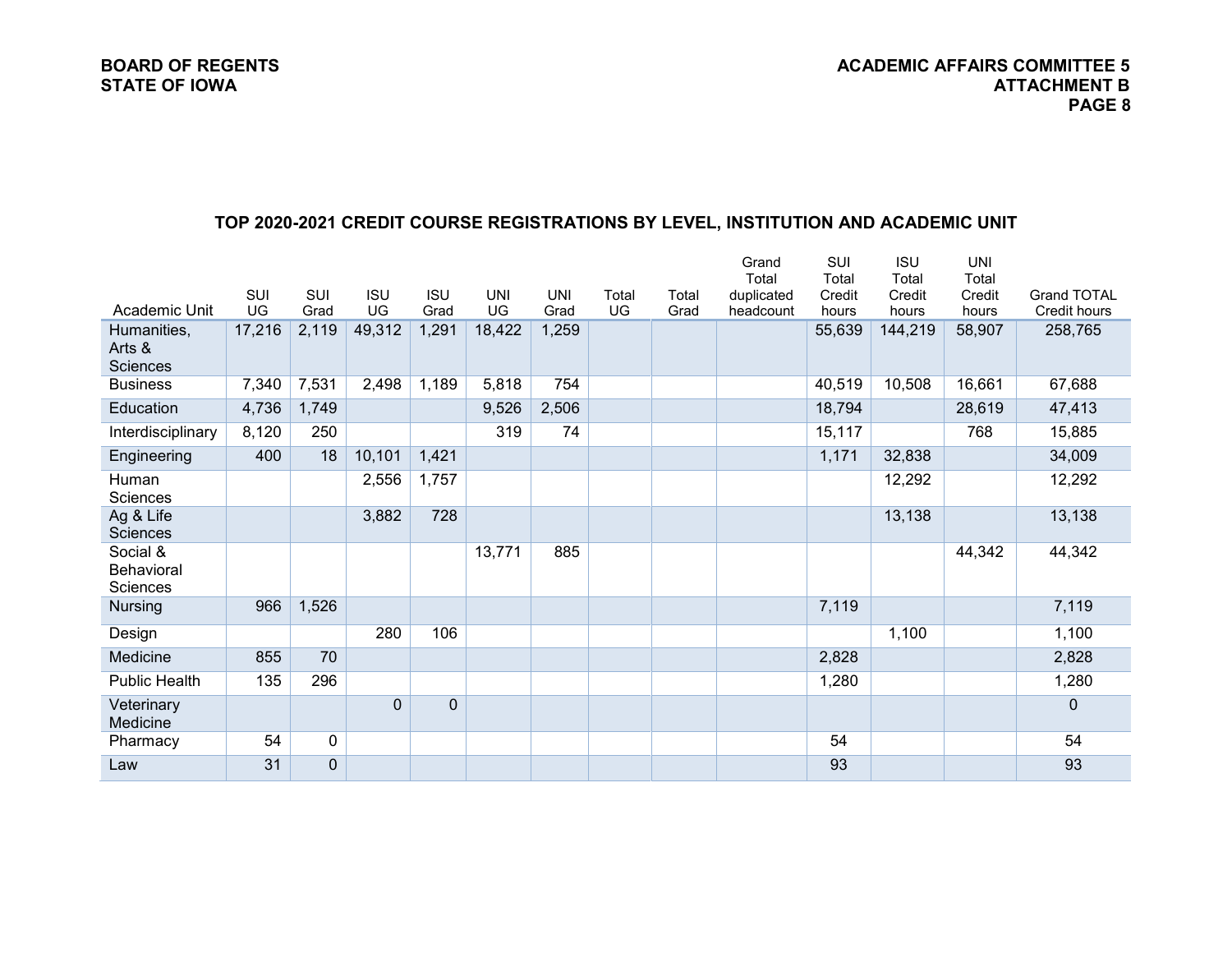## TOP 2020-2021 CREDIT COURSE REGISTRATIONS BY LEVEL, INSTITUTION AND ACADEMIC UNIT

| Academic Unit | SUI UG | SUI Grad | ISU UG | ISU Grad | UNI UG | UNI Grad | Total UG | Total Grad | Grand Total duplicated headcount | SUI Total Credit hours | ISU Total Credit hours | UNI Total Credit hours | Grand TOTAL Credit hours |
|---|---|---|---|---|---|---|---|---|---|---|---|---|---|
| Humanities, Arts & Sciences | 17,216 | 2,119 | 49,312 | 1,291 | 18,422 | 1,259 | | | | 55,639 | 144,219 | 58,907 | 258,765 |
| Business | 7,340 | 7,531 | 2,498 | 1,189 | 5,818 | 754 | | | | 40,519 | 10,508 | 16,661 | 67,688 |
| Education | 4,736 | 1,749 | | | 9,526 | 2,506 | | | | 18,794 | | 28,619 | 47,413 |
| Interdisciplinary | 8,120 | 250 | | | 319 | 74 | | | | 15,117 | | 768 | 15,885 |
| Engineering | 400 | 18 | 10,101 | 1,421 | | | | | | 1,171 | 32,838 | | 34,009 |
| Human Sciences | | | 2,556 | 1,757 | | | | | | | 12,292 | | 12,292 |
| Ag & Life Sciences | | | 3,882 | 728 | | | | | | | 13,138 | | 13,138 |
| Social & Behavioral Sciences | | | | | 13,771 | 885 | | | | | | 44,342 | 44,342 |
| Nursing | 966 | 1,526 | | | | | | | | 7,119 | | | 7,119 |
| Design | | | 280 | 106 | | | | | | | 1,100 | | 1,100 |
| Medicine | 855 | 70 | | | | | | | | 2,828 | | | 2,828 |
| Public Health | 135 | 296 | | | | | | | | 1,280 | | | 1,280 |
| Veterinary Medicine | | | 0 | 0 | | | | | | | | | 0 |
| Pharmacy | 54 | 0 | | | | | | | | 54 | | | 54 |
| Law | 31 | 0 | | | | | | | | 93 | | | 93 |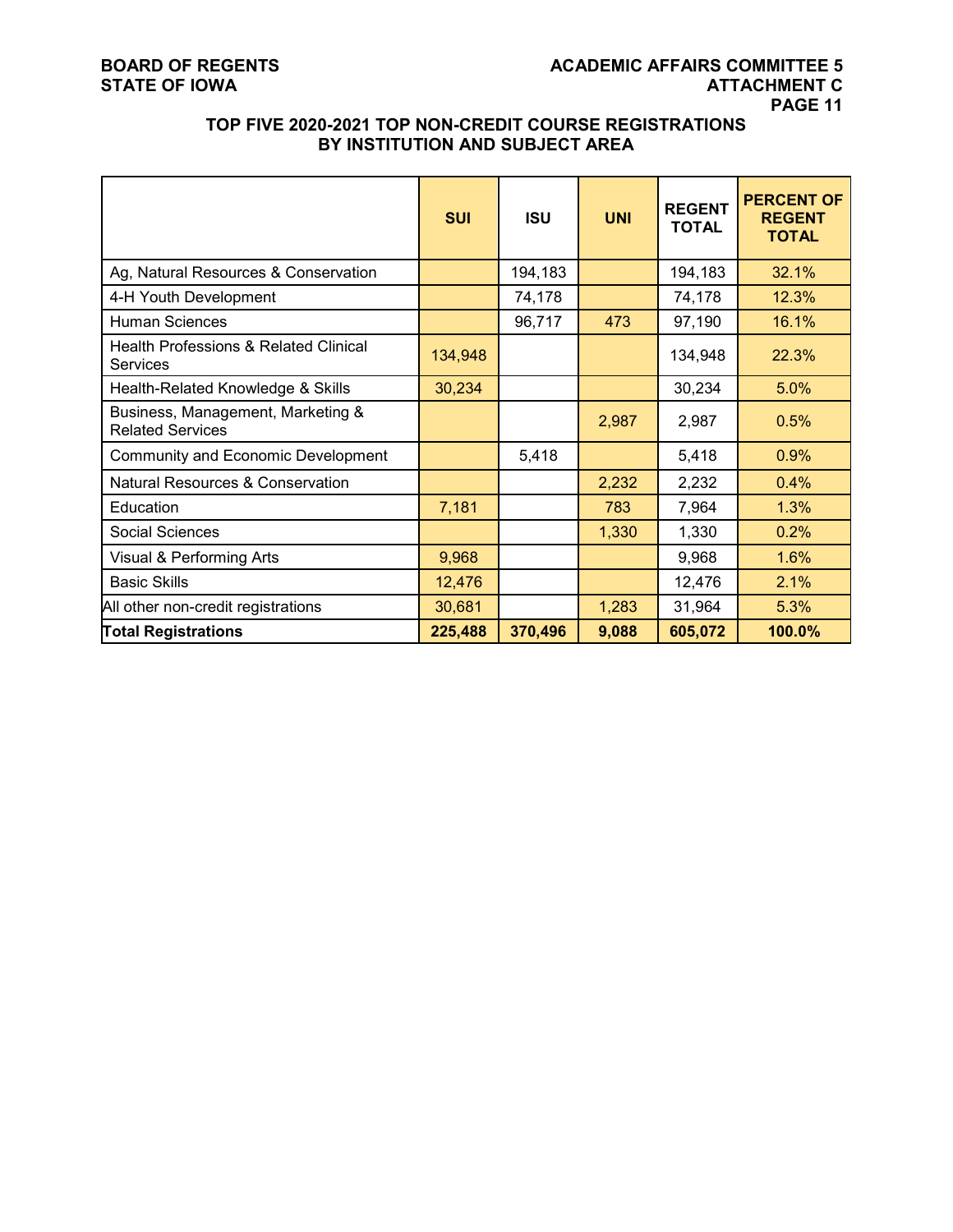## TOP FIVE 2020-2021 TOP NON-CREDIT COURSE REGISTRATIONS BY INSTITUTION AND SUBJECT AREA

| | SUI | ISU | UNI | REGENT TOTAL | PERCENT OF REGENT TOTAL |
|---|---|---|---|---|---|
| Ag, Natural Resources & Conservation | | 194,183 | | 194,183 | 32.1% |
| 4-H Youth Development | | 74,178 | | 74,178 | 12.3% |
| Human Sciences | | 96,717 | 473 | 97,190 | 16.1% |
| Health Professions & Related Clinical Services | 134,948 | | | 134,948 | 22.3% |
| Health-Related Knowledge & Skills | 30,234 | | | 30,234 | 5.0% |
| Business, Management, Marketing & Related Services | | | 2,987 | 2,987 | 0.5% |
| Community and Economic Development | | 5,418 | | 5,418 | 0.9% |
| Natural Resources & Conservation | | | 2,232 | 2,232 | 0.4% |
| Education | 7,181 | | 783 | 7,964 | 1.3% |
| Social Sciences | | | 1,330 | 1,330 | 0.2% |
| Visual & Performing Arts | 9,968 | | | 9,968 | 1.6% |
| Basic Skills | 12,476 | | | 12,476 | 2.1% |
| All other non-credit registrations | 30,681 | | 1,283 | 31,964 | 5.3% |
| **Total Registrations** | **225,488** | **370,496** | **9,088** | **605,072** | **100.0%** |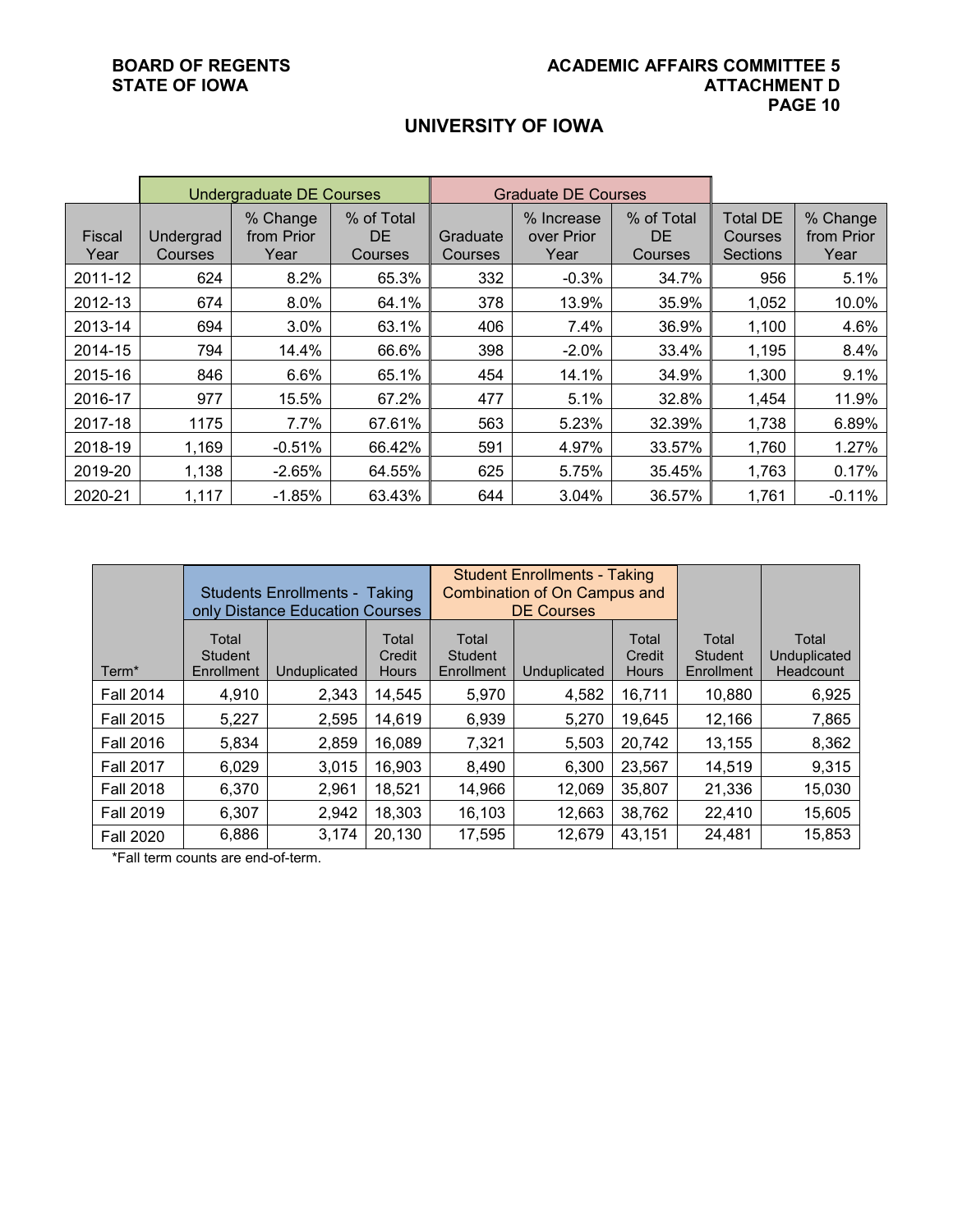## UNIVERSITY OF IOWA

| | Undergraduate DE Courses | | | Graduate DE Courses | | | | |
|---|---|---|---|---|---|---|---|---|
| Fiscal Year | Undergrad Courses | % Change from Prior Year | % of Total DE Courses | Graduate Courses | % Increase over Prior Year | % of Total DE Courses | Total DE Courses Sections | % Change from Prior Year |
| 2011-12 | 624 | 8.2% | 65.3% | 332 | -0.3% | 34.7% | 956 | 5.1% |
| 2012-13 | 674 | 8.0% | 64.1% | 378 | 13.9% | 35.9% | 1,052 | 10.0% |
| 2013-14 | 694 | 3.0% | 63.1% | 406 | 7.4% | 36.9% | 1,100 | 4.6% |
| 2014-15 | 794 | 14.4% | 66.6% | 398 | -2.0% | 33.4% | 1,195 | 8.4% |
| 2015-16 | 846 | 6.6% | 65.1% | 454 | 14.1% | 34.9% | 1,300 | 9.1% |
| 2016-17 | 977 | 15.5% | 67.2% | 477 | 5.1% | 32.8% | 1,454 | 11.9% |
| 2017-18 | 1175 | 7.7% | 67.61% | 563 | 5.23% | 32.39% | 1,738 | 6.89% |
| 2018-19 | 1,169 | -0.51% | 66.42% | 591 | 4.97% | 33.57% | 1,760 | 1.27% |
| 2019-20 | 1,138 | -2.65% | 64.55% | 625 | 5.75% | 35.45% | 1,763 | 0.17% |
| 2020-21 | 1,117 | -1.85% | 63.43% | 644 | 3.04% | 36.57% | 1,761 | -0.11% |

| | Students Enrollments - Taking only Distance Education Courses | | | Student Enrollments - Taking Combination of On Campus and DE Courses | | | | |
|---|---|---|---|---|---|---|---|---|
| Term* | Total Student Enrollment | Unduplicated | Total Credit Hours | Total Student Enrollment | Unduplicated | Total Credit Hours | Total Student Enrollment | Total Unduplicated Headcount |
| Fall 2014 | 4,910 | 2,343 | 14,545 | 5,970 | 4,582 | 16,711 | 10,880 | 6,925 |
| Fall 2015 | 5,227 | 2,595 | 14,619 | 6,939 | 5,270 | 19,645 | 12,166 | 7,865 |
| Fall 2016 | 5,834 | 2,859 | 16,089 | 7,321 | 5,503 | 20,742 | 13,155 | 8,362 |
| Fall 2017 | 6,029 | 3,015 | 16,903 | 8,490 | 6,300 | 23,567 | 14,519 | 9,315 |
| Fall 2018 | 6,370 | 2,961 | 18,521 | 14,966 | 12,069 | 35,807 | 21,336 | 15,030 |
| Fall 2019 | 6,307 | 2,942 | 18,303 | 16,103 | 12,663 | 38,762 | 22,410 | 15,605 |
| Fall 2020 | 6,886 | 3,174 | 20,130 | 17,595 | 12,679 | 43,151 | 24,481 | 15,853 |

*Fall term counts are end-of-term.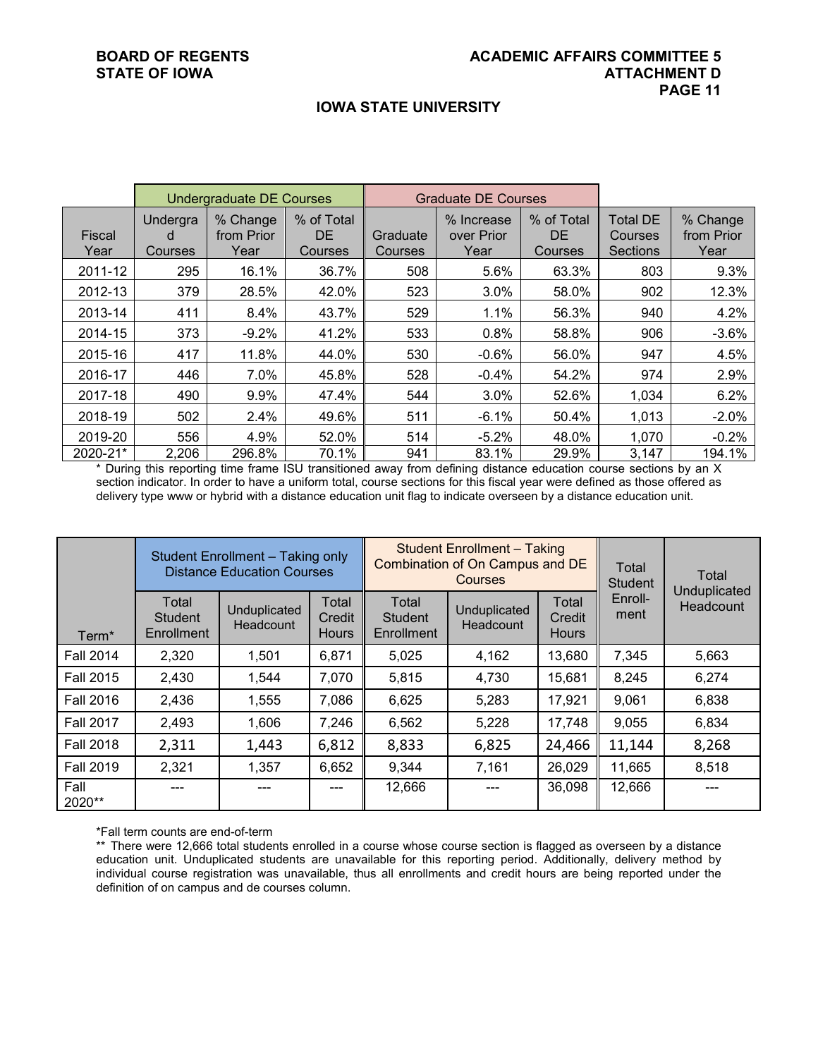## IOWA STATE UNIVERSITY

| | Undergraduate DE Courses | | | Graduate DE Courses | | | | |
|---|---|---|---|---|---|---|---|---|
| Fiscal Year | Undergrad Courses | % Change from Prior Year | % of Total DE Courses | Graduate Courses | % Increase over Prior Year | % of Total DE Courses | Total DE Courses Sections | % Change from Prior Year |
| 2011-12 | 295 | 16.1% | 36.7% | 508 | 5.6% | 63.3% | 803 | 9.3% |
| 2012-13 | 379 | 28.5% | 42.0% | 523 | 3.0% | 58.0% | 902 | 12.3% |
| 2013-14 | 411 | 8.4% | 43.7% | 529 | 1.1% | 56.3% | 940 | 4.2% |
| 2014-15 | 373 | -9.2% | 41.2% | 533 | 0.8% | 58.8% | 906 | -3.6% |
| 2015-16 | 417 | 11.8% | 44.0% | 530 | -0.6% | 56.0% | 947 | 4.5% |
| 2016-17 | 446 | 7.0% | 45.8% | 528 | -0.4% | 54.2% | 974 | 2.9% |
| 2017-18 | 490 | 9.9% | 47.4% | 544 | 3.0% | 52.6% | 1,034 | 6.2% |
| 2018-19 | 502 | 2.4% | 49.6% | 511 | -6.1% | 50.4% | 1,013 | -2.0% |
| 2019-20 | 556 | 4.9% | 52.0% | 514 | -5.2% | 48.0% | 1,070 | -0.2% |
| 2020-21* | 2,206 | 296.8% | 70.1% | 941 | 83.1% | 29.9% | 3,147 | 194.1% |

* During this reporting time frame ISU transitioned away from defining distance education course sections by an X section indicator. In order to have a uniform total, course sections for this fiscal year were defined as those offered as delivery type www or hybrid with a distance education unit flag to indicate overseen by a distance education unit.

| | Student Enrollment – Taking only Distance Education Courses | | | Student Enrollment – Taking Combination of On Campus and DE Courses | | | Total Student Enroll-ment | Total Unduplicated Headcount |
|---|---|---|---|---|---|---|---|---|
| Term* | Total Student Enrollment | Unduplicated Headcount | Total Credit Hours | Total Student Enrollment | Unduplicated Headcount | Total Credit Hours | | |
| Fall 2014 | 2,320 | 1,501 | 6,871 | 5,025 | 4,162 | 13,680 | 7,345 | 5,663 |
| Fall 2015 | 2,430 | 1,544 | 7,070 | 5,815 | 4,730 | 15,681 | 8,245 | 6,274 |
| Fall 2016 | 2,436 | 1,555 | 7,086 | 6,625 | 5,283 | 17,921 | 9,061 | 6,838 |
| Fall 2017 | 2,493 | 1,606 | 7,246 | 6,562 | 5,228 | 17,748 | 9,055 | 6,834 |
| Fall 2018 | 2,311 | 1,443 | 6,812 | 8,833 | 6,825 | 24,466 | 11,144 | 8,268 |
| Fall 2019 | 2,321 | 1,357 | 6,652 | 9,344 | 7,161 | 26,029 | 11,665 | 8,518 |
| Fall 2020** | --- | --- | --- | 12,666 | --- | 36,098 | 12,666 | --- |

*Fall term counts are end-of-term

** There were 12,666 total students enrolled in a course whose course section is flagged as overseen by a distance education unit. Unduplicated students are unavailable for this reporting period. Additionally, delivery method by individual course registration was unavailable, thus all enrollments and credit hours are being reported under the definition of on campus and de courses column.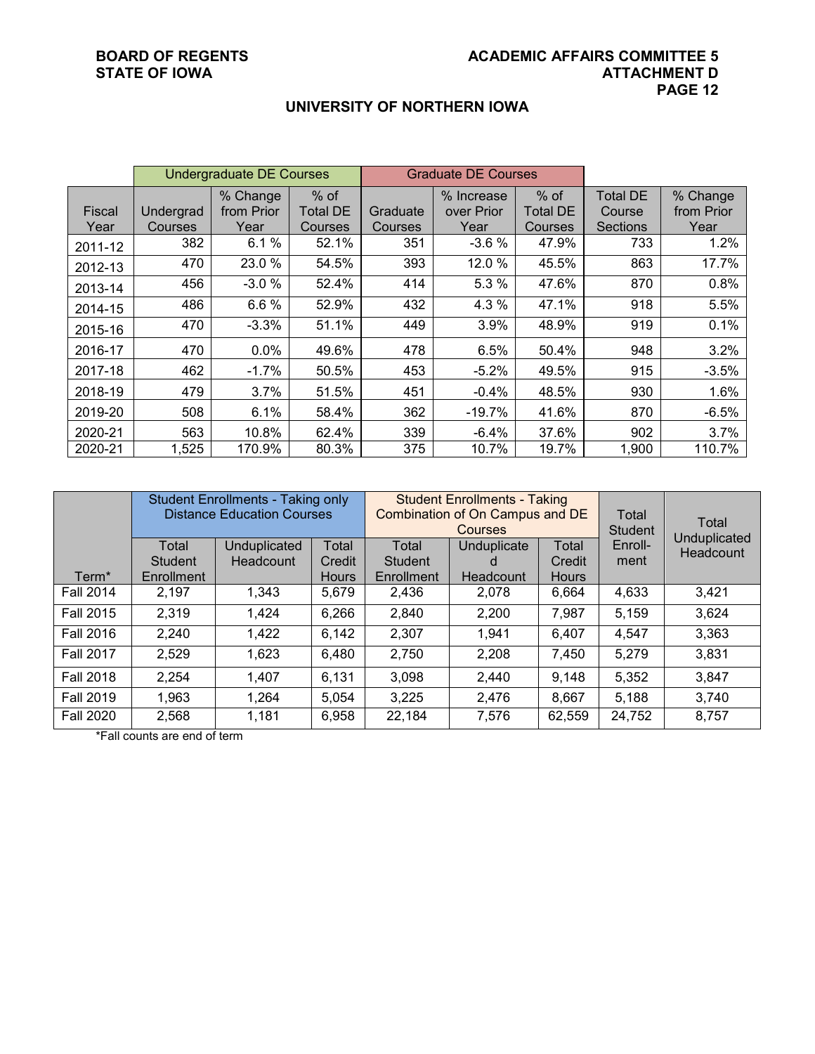BOARD OF REGENTS
STATE OF IOWA

ACADEMIC AFFAIRS COMMITTEE 5
ATTACHMENT D
PAGE 12

## UNIVERSITY OF NORTHERN IOWA

| | Undergraduate DE Courses | | | Graduate DE Courses | | | | |
|---|---|---|---|---|---|---|---|---|
| Fiscal Year | Undergrad Courses | % Change from Prior Year | % of Total DE Courses | Graduate Courses | % Increase over Prior Year | % of Total DE Courses | Total DE Course Sections | % Change from Prior Year |
| 2011-12 | 382 | 6.1 % | 52.1% | 351 | -3.6 % | 47.9% | 733 | 1.2% |
| 2012-13 | 470 | 23.0 % | 54.5% | 393 | 12.0 % | 45.5% | 863 | 17.7% |
| 2013-14 | 456 | -3.0 % | 52.4% | 414 | 5.3 % | 47.6% | 870 | 0.8% |
| 2014-15 | 486 | 6.6 % | 52.9% | 432 | 4.3 % | 47.1% | 918 | 5.5% |
| 2015-16 | 470 | -3.3% | 51.1% | 449 | 3.9% | 48.9% | 919 | 0.1% |
| 2016-17 | 470 | 0.0% | 49.6% | 478 | 6.5% | 50.4% | 948 | 3.2% |
| 2017-18 | 462 | -1.7% | 50.5% | 453 | -5.2% | 49.5% | 915 | -3.5% |
| 2018-19 | 479 | 3.7% | 51.5% | 451 | -0.4% | 48.5% | 930 | 1.6% |
| 2019-20 | 508 | 6.1% | 58.4% | 362 | -19.7% | 41.6% | 870 | -6.5% |
| 2020-21 | 563 | 10.8% | 62.4% | 339 | -6.4% | 37.6% | 902 | 3.7% |
| 2020-21 | 1,525 | 170.9% | 80.3% | 375 | 10.7% | 19.7% | 1,900 | 110.7% |

| | Student Enrollments - Taking only Distance Education Courses | | | Student Enrollments - Taking Combination of On Campus and DE Courses | | | Total Student Enroll-ment | Total Unduplicated Headcount |
|---|---|---|---|---|---|---|---|---|
| Term* | Total Student Enrollment | Unduplicated Headcount | Total Credit Hours | Total Student Enrollment | Unduplicated Headcount | Total Credit Hours | | |
| Fall 2014 | 2,197 | 1,343 | 5,679 | 2,436 | 2,078 | 6,664 | 4,633 | 3,421 |
| Fall 2015 | 2,319 | 1,424 | 6,266 | 2,840 | 2,200 | 7,987 | 5,159 | 3,624 |
| Fall 2016 | 2,240 | 1,422 | 6,142 | 2,307 | 1,941 | 6,407 | 4,547 | 3,363 |
| Fall 2017 | 2,529 | 1,623 | 6,480 | 2,750 | 2,208 | 7,450 | 5,279 | 3,831 |
| Fall 2018 | 2,254 | 1,407 | 6,131 | 3,098 | 2,440 | 9,148 | 5,352 | 3,847 |
| Fall 2019 | 1,963 | 1,264 | 5,054 | 3,225 | 2,476 | 8,667 | 5,188 | 3,740 |
| Fall 2020 | 2,568 | 1,181 | 6,958 | 22,184 | 7,576 | 62,559 | 24,752 | 8,757 |

*Fall counts are end of term